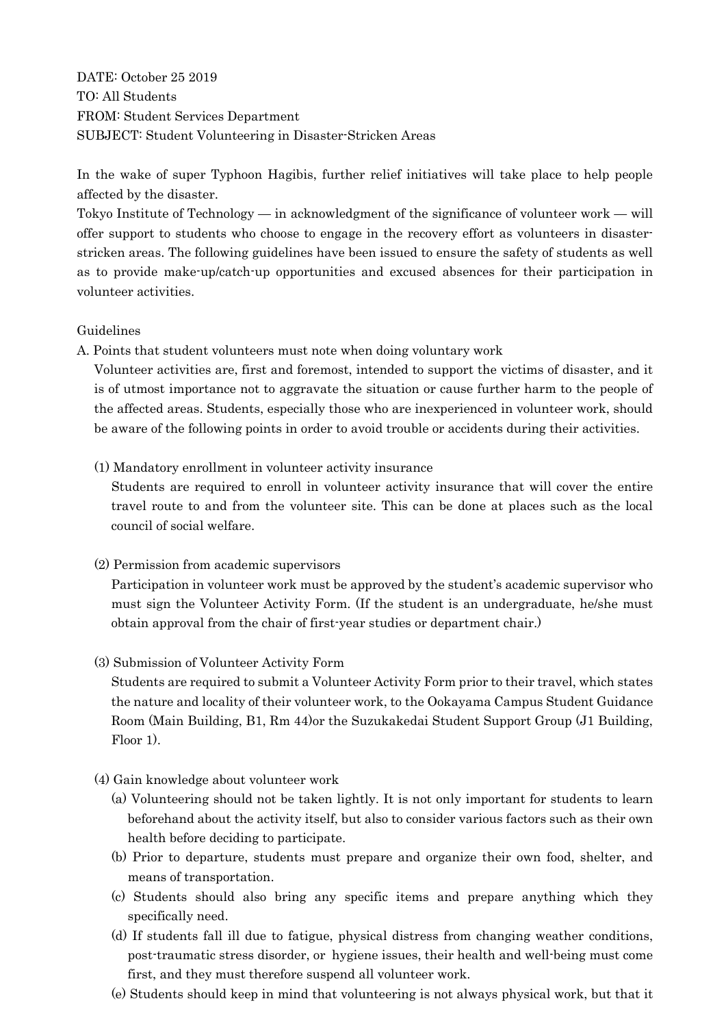DATE: October 25 2019
TO: All Students
FROM: Student Services Department
SUBJECT: Student Volunteering in Disaster-Stricken Areas

In the wake of super Typhoon Hagibis, further relief initiatives will take place to help people affected by the disaster.
Tokyo Institute of Technology — in acknowledgment of the significance of volunteer work — will offer support to students who choose to engage in the recovery effort as volunteers in disaster-stricken areas. The following guidelines have been issued to ensure the safety of students as well as to provide make-up/catch-up opportunities and excused absences for their participation in volunteer activities.

Guidelines

A. Points that student volunteers must note when doing voluntary work

Volunteer activities are, first and foremost, intended to support the victims of disaster, and it is of utmost importance not to aggravate the situation or cause further harm to the people of the affected areas. Students, especially those who are inexperienced in volunteer work, should be aware of the following points in order to avoid trouble or accidents during their activities.

(1) Mandatory enrollment in volunteer activity insurance

Students are required to enroll in volunteer activity insurance that will cover the entire travel route to and from the volunteer site. This can be done at places such as the local council of social welfare.

(2) Permission from academic supervisors

Participation in volunteer work must be approved by the student's academic supervisor who must sign the Volunteer Activity Form. (If the student is an undergraduate, he/she must obtain approval from the chair of first-year studies or department chair.)

(3) Submission of Volunteer Activity Form

Students are required to submit a Volunteer Activity Form prior to their travel, which states the nature and locality of their volunteer work, to the Ookayama Campus Student Guidance Room (Main Building, B1, Rm 44)or the Suzukakedai Student Support Group (J1 Building, Floor 1).

(4) Gain knowledge about volunteer work

(a) Volunteering should not be taken lightly. It is not only important for students to learn beforehand about the activity itself, but also to consider various factors such as their own health before deciding to participate.

(b) Prior to departure, students must prepare and organize their own food, shelter, and means of transportation.

(c) Students should also bring any specific items and prepare anything which they specifically need.

(d) If students fall ill due to fatigue, physical distress from changing weather conditions, post-traumatic stress disorder, or hygiene issues, their health and well-being must come first, and they must therefore suspend all volunteer work.

(e) Students should keep in mind that volunteering is not always physical work, but that it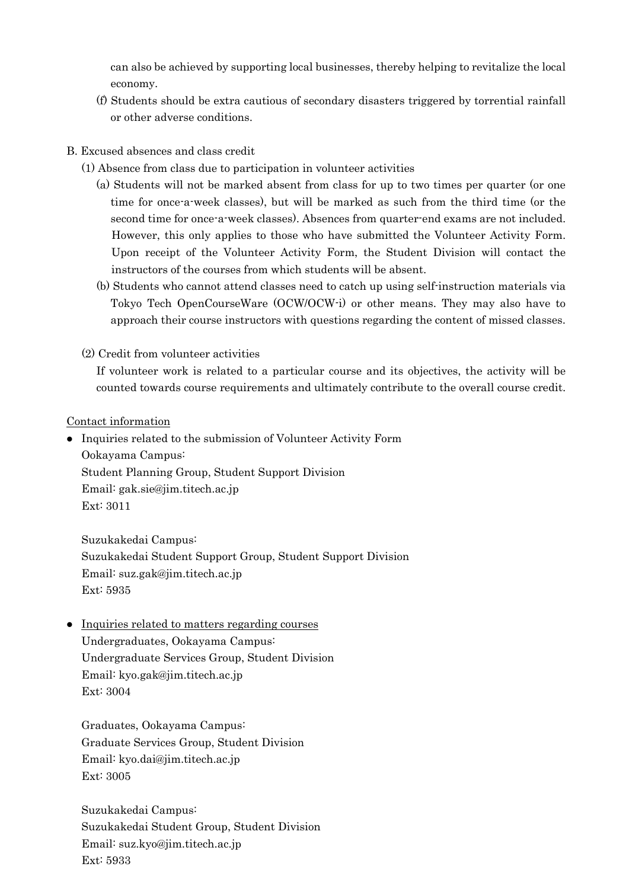can also be achieved by supporting local businesses, thereby helping to revitalize the local economy.

(f) Students should be extra cautious of secondary disasters triggered by torrential rainfall or other adverse conditions.

B. Excused absences and class credit

(1) Absence from class due to participation in volunteer activities

(a) Students will not be marked absent from class for up to two times per quarter (or one time for once-a-week classes), but will be marked as such from the third time (or the second time for once-a-week classes). Absences from quarter-end exams are not included. However, this only applies to those who have submitted the Volunteer Activity Form. Upon receipt of the Volunteer Activity Form, the Student Division will contact the instructors of the courses from which students will be absent.

(b) Students who cannot attend classes need to catch up using self-instruction materials via Tokyo Tech OpenCourseWare (OCW/OCW-i) or other means. They may also have to approach their course instructors with questions regarding the content of missed classes.

(2) Credit from volunteer activities

If volunteer work is related to a particular course and its objectives, the activity will be counted towards course requirements and ultimately contribute to the overall course credit.

<u>Contact information</u>

- Inquiries related to the submission of Volunteer Activity Form

  Ookayama Campus:
  Student Planning Group, Student Support Division
  Email: gak.sie@jim.titech.ac.jp
  Ext: 3011

  Suzukakedai Campus:
  Suzukakedai Student Support Group, Student Support Division
  Email: suz.gak@jim.titech.ac.jp
  Ext: 5935

- <u>Inquiries related to matters regarding courses</u>

  Undergraduates, Ookayama Campus:
  Undergraduate Services Group, Student Division
  Email: kyo.gak@jim.titech.ac.jp
  Ext: 3004

  Graduates, Ookayama Campus:
  Graduate Services Group, Student Division
  Email: kyo.dai@jim.titech.ac.jp
  Ext: 3005

  Suzukakedai Campus:
  Suzukakedai Student Group, Student Division
  Email: suz.kyo@jim.titech.ac.jp
  Ext: 5933